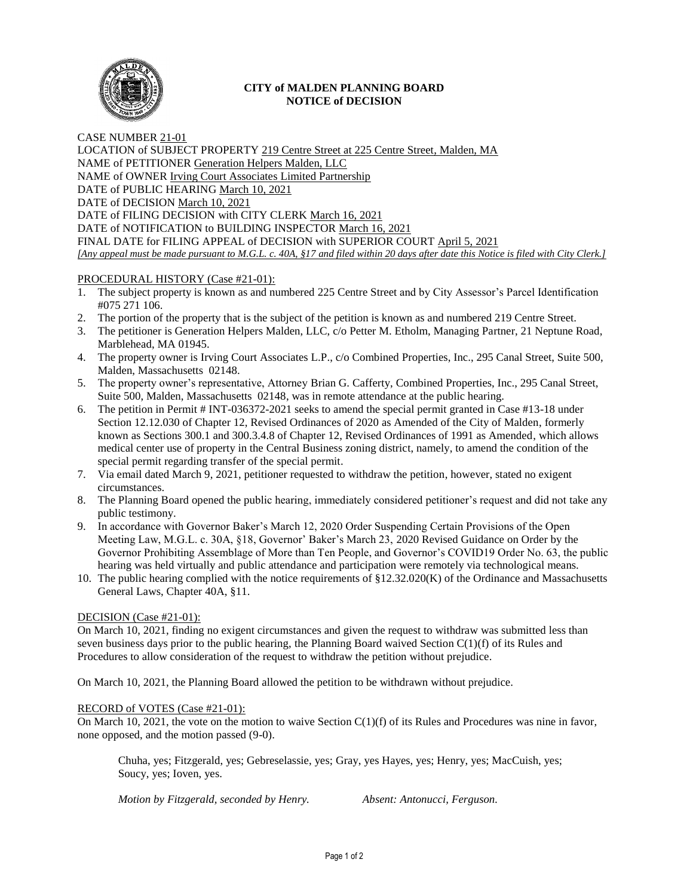**CITY of MALDEN PLANNING BOARD**
**NOTICE of DECISION**

CASE NUMBER 21-01
LOCATION of SUBJECT PROPERTY 219 Centre Street at 225 Centre Street, Malden, MA
NAME of PETITIONER Generation Helpers Malden, LLC
NAME of OWNER Irving Court Associates Limited Partnership
DATE of PUBLIC HEARING March 10, 2021
DATE of DECISION March 10, 2021
DATE of FILING DECISION with CITY CLERK March 16, 2021
DATE of NOTIFICATION to BUILDING INSPECTOR March 16, 2021
FINAL DATE for FILING APPEAL of DECISION with SUPERIOR COURT April 5, 2021
*[Any appeal must be made pursuant to M.G.L. c. 40A, §17 and filed within 20 days after date this Notice is filed with City Clerk.]*

PROCEDURAL HISTORY (Case #21-01):

1. The subject property is known as and numbered 225 Centre Street and by City Assessor's Parcel Identification #075 271 106.
2. The portion of the property that is the subject of the petition is known as and numbered 219 Centre Street.
3. The petitioner is Generation Helpers Malden, LLC, c/o Petter M. Etholm, Managing Partner, 21 Neptune Road, Marblehead, MA 01945.
4. The property owner is Irving Court Associates L.P., c/o Combined Properties, Inc., 295 Canal Street, Suite 500, Malden, Massachusetts 02148.
5. The property owner's representative, Attorney Brian G. Cafferty, Combined Properties, Inc., 295 Canal Street, Suite 500, Malden, Massachusetts 02148, was in remote attendance at the public hearing.
6. The petition in Permit # INT-036372-2021 seeks to amend the special permit granted in Case #13-18 under Section 12.12.030 of Chapter 12, Revised Ordinances of 2020 as Amended of the City of Malden, formerly known as Sections 300.1 and 300.3.4.8 of Chapter 12, Revised Ordinances of 1991 as Amended, which allows medical center use of property in the Central Business zoning district, namely, to amend the condition of the special permit regarding transfer of the special permit.
7. Via email dated March 9, 2021, petitioner requested to withdraw the petition, however, stated no exigent circumstances.
8. The Planning Board opened the public hearing, immediately considered petitioner's request and did not take any public testimony.
9. In accordance with Governor Baker's March 12, 2020 Order Suspending Certain Provisions of the Open Meeting Law, M.G.L. c. 30A, §18, Governor' Baker's March 23, 2020 Revised Guidance on Order by the Governor Prohibiting Assemblage of More than Ten People, and Governor's COVID19 Order No. 63, the public hearing was held virtually and public attendance and participation were remotely via technological means.
10. The public hearing complied with the notice requirements of §12.32.020(K) of the Ordinance and Massachusetts General Laws, Chapter 40A, §11.

DECISION (Case #21-01):

On March 10, 2021, finding no exigent circumstances and given the request to withdraw was submitted less than seven business days prior to the public hearing, the Planning Board waived Section C(1)(f) of its Rules and Procedures to allow consideration of the request to withdraw the petition without prejudice.

On March 10, 2021, the Planning Board allowed the petition to be withdrawn without prejudice.

RECORD of VOTES (Case #21-01):

On March 10, 2021, the vote on the motion to waive Section C(1)(f) of its Rules and Procedures was nine in favor, none opposed, and the motion passed (9-0).

Chuha, yes; Fitzgerald, yes; Gebreselassie, yes; Gray, yes Hayes, yes; Henry, yes; MacCuish, yes; Soucy, yes; Ioven, yes.

*Motion by Fitzgerald, seconded by Henry.* *Absent: Antonucci, Ferguson.*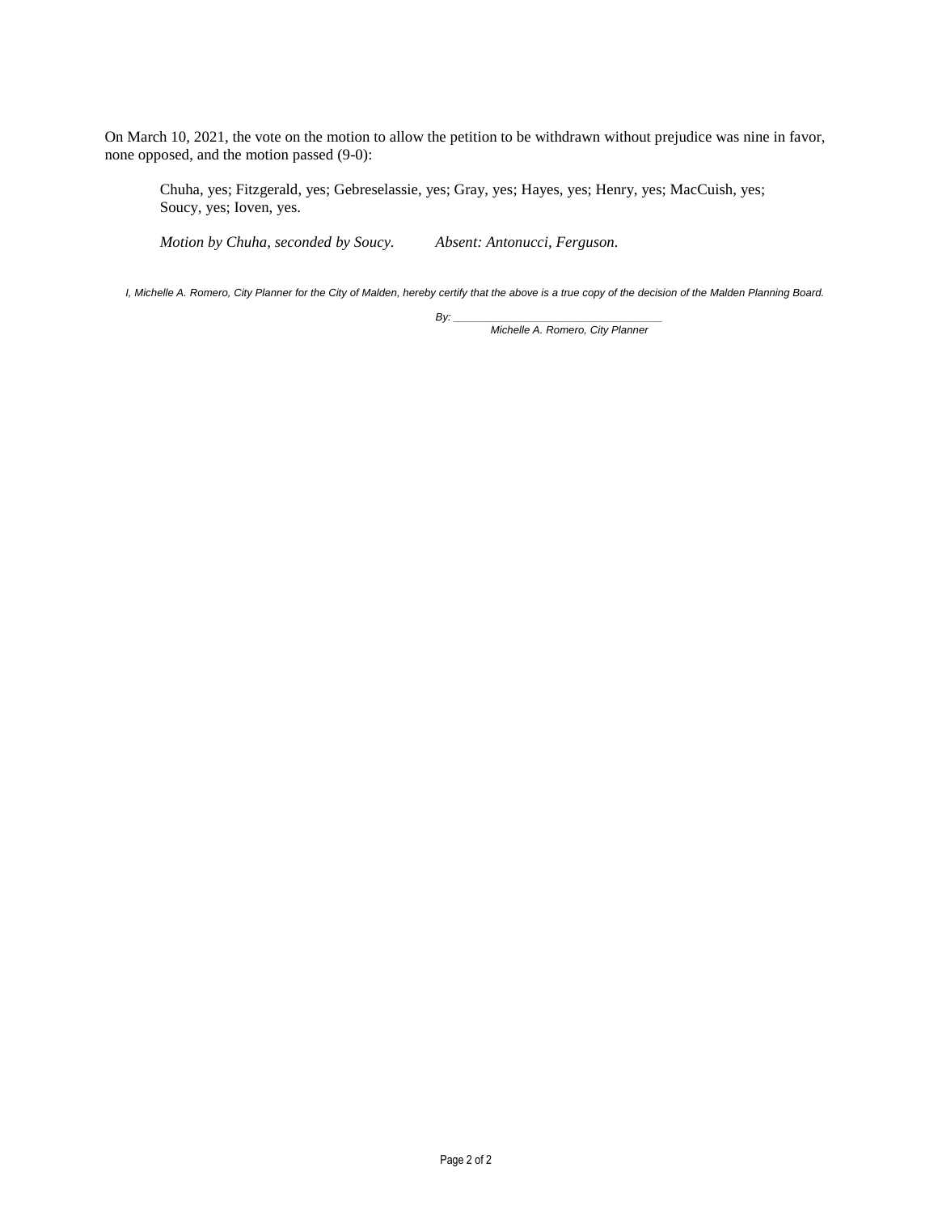On March 10, 2021, the vote on the motion to allow the petition to be withdrawn without prejudice was nine in favor, none opposed, and the motion passed (9-0):

Chuha, yes; Fitzgerald, yes; Gebreselassie, yes; Gray, yes; Hayes, yes; Henry, yes; MacCuish, yes; Soucy, yes; Ioven, yes.

*Motion by Chuha, seconded by Soucy.* *Absent: Antonucci, Ferguson.*

*I, Michelle A. Romero, City Planner for the City of Malden, hereby certify that the above is a true copy of the decision of the Malden Planning Board.*

*By: ___________________________________*
*Michelle A. Romero, City Planner*